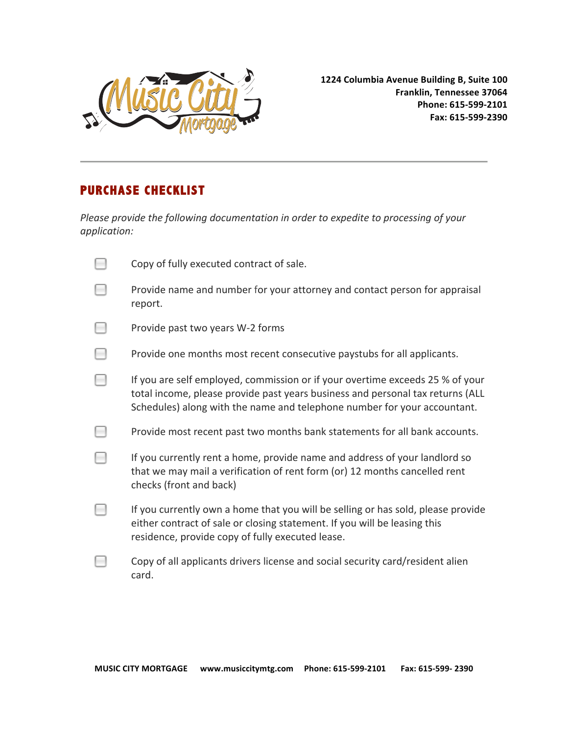1224 Columbia Avenue Building B, Suite 100
Franklin, Tennessee 37064
Phone: 615-599-2101
Fax: 615-599-2390

## PURCHASE CHECKLIST

*Please provide the following documentation in order to expedite to processing of your application:*

- [ ] Copy of fully executed contract of sale.
- [ ] Provide name and number for your attorney and contact person for appraisal report.
- [ ] Provide past two years W-2 forms
- [ ] Provide one months most recent consecutive paystubs for all applicants.
- [ ] If you are self employed, commission or if your overtime exceeds 25 % of your total income, please provide past years business and personal tax returns (ALL Schedules) along with the name and telephone number for your accountant.
- [ ] Provide most recent past two months bank statements for all bank accounts.
- [ ] If you currently rent a home, provide name and address of your landlord so that we may mail a verification of rent form (or) 12 months cancelled rent checks (front and back)
- [ ] If you currently own a home that you will be selling or has sold, please provide either contract of sale or closing statement. If you will be leasing this residence, provide copy of fully executed lease.
- [ ] Copy of all applicants drivers license and social security card/resident alien card.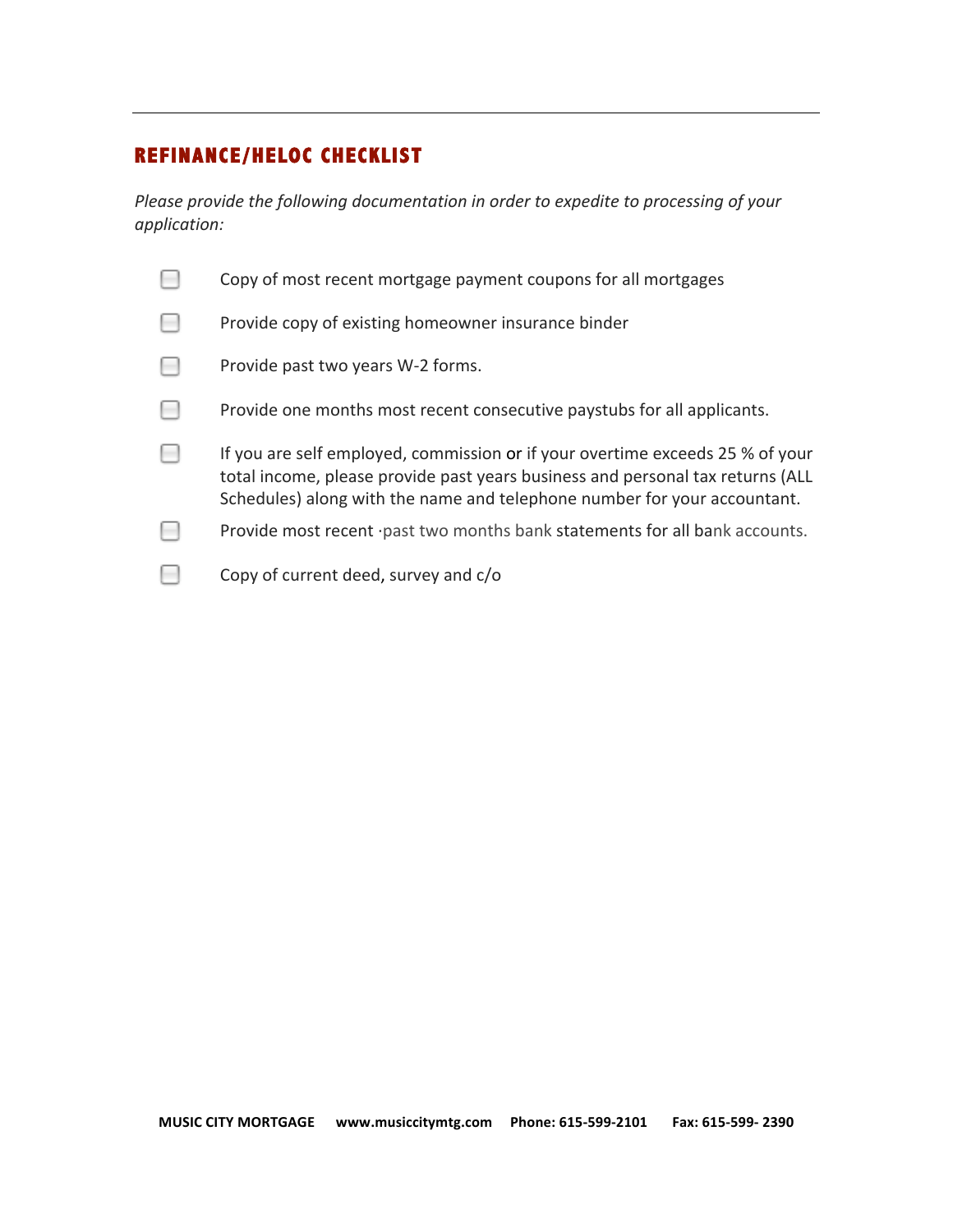## REFINANCE/HELOC CHECKLIST

*Please provide the following documentation in order to expedite to processing of your application:*

- [ ] Copy of most recent mortgage payment coupons for all mortgages
- [ ] Provide copy of existing homeowner insurance binder
- [ ] Provide past two years W-2 forms.
- [ ] Provide one months most recent consecutive paystubs for all applicants.
- [ ] If you are self employed, commission or if your overtime exceeds 25 % of your total income, please provide past years business and personal tax returns (ALL Schedules) along with the name and telephone number for your accountant.
- [ ] Provide most recent ·past two months bank statements for all bank accounts.
- [ ] Copy of current deed, survey and c/o

**MUSIC CITY MORTGAGE www.musiccitymtg.com Phone: 615-599-2101 Fax: 615-599- 2390**